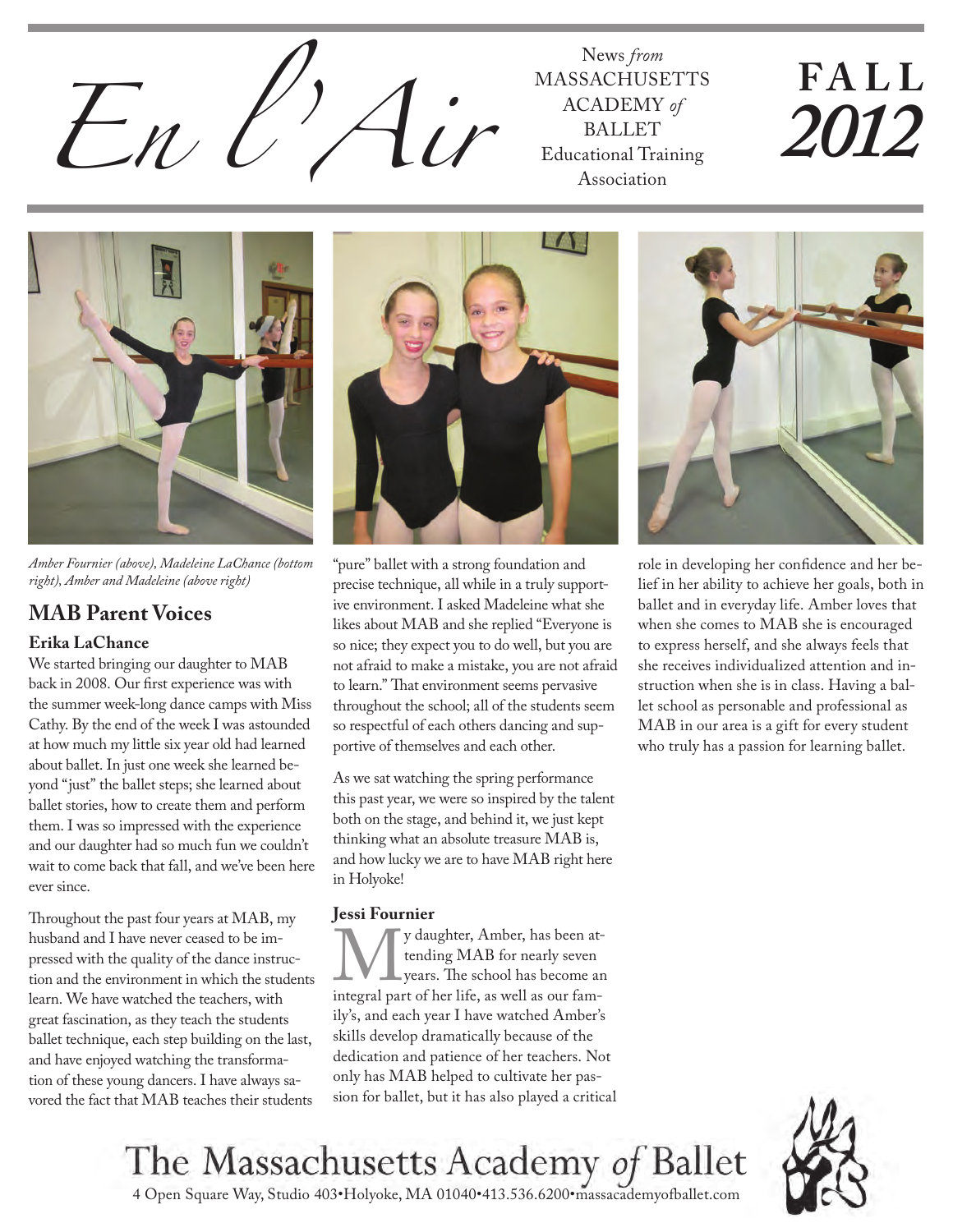# En l'Air

News *from* MASSACHUSETTS ACADEMY *of* BALLET Educational Training Association

**FALL 2012**

*Amber Fournier (above), Madeleine LaChance (bottom right), Amber and Madeleine (above right)*

## MAB Parent Voices

### Erika LaChance

We started bringing our daughter to MAB back in 2008. Our first experience was with the summer week-long dance camps with Miss Cathy. By the end of the week I was astounded at how much my little six year old had learned about ballet. In just one week she learned beyond "just" the ballet steps; she learned about ballet stories, how to create them and perform them. I was so impressed with the experience and our daughter had so much fun we couldn't wait to come back that fall, and we've been here ever since.

Throughout the past four years at MAB, my husband and I have never ceased to be impressed with the quality of the dance instruction and the environment in which the students learn. We have watched the teachers, with great fascination, as they teach the students ballet technique, each step building on the last, and have enjoyed watching the transformation of these young dancers. I have always savored the fact that MAB teaches their students "pure" ballet with a strong foundation and precise technique, all while in a truly supportive environment. I asked Madeleine what she likes about MAB and she replied "Everyone is so nice; they expect you to do well, but you are not afraid to make a mistake, you are not afraid to learn." That environment seems pervasive throughout the school; all of the students seem so respectful of each others dancing and supportive of themselves and each other.

As we sat watching the spring performance this past year, we were so inspired by the talent both on the stage, and behind it, we just kept thinking what an absolute treasure MAB is, and how lucky we are to have MAB right here in Holyoke!

### Jessi Fournier

My daughter, Amber, has been attending MAB for nearly seven years. The school has become an integral part of her life, as well as our family's, and each year I have watched Amber's skills develop dramatically because of the dedication and patience of her teachers. Not only has MAB helped to cultivate her passion for ballet, but it has also played a critical role in developing her confidence and her belief in her ability to achieve her goals, both in ballet and in everyday life. Amber loves that when she comes to MAB she is encouraged to express herself, and she always feels that she receives individualized attention and instruction when she is in class. Having a ballet school as personable and professional as MAB in our area is a gift for every student who truly has a passion for learning ballet.

The Massachusetts Academy *of* Ballet

4 Open Square Way, Studio 403•Holyoke, MA 01040•413.536.6200•massacademyofballet.com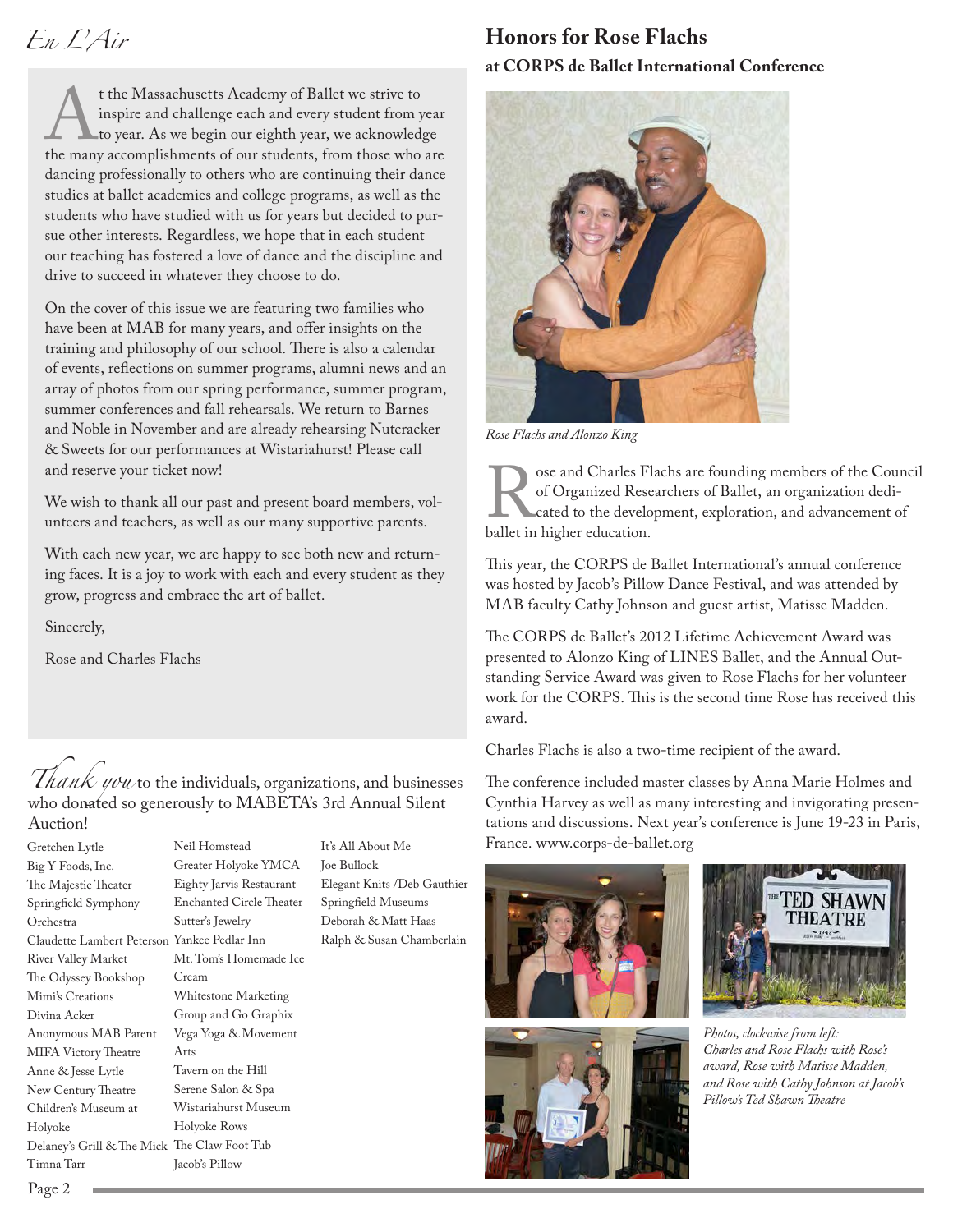# En L'Air

At the Massachusetts Academy of Ballet we strive to inspire and challenge each and every student from year to year. As we begin our eighth year, we acknowledge the many accomplishments of our students, from those who are dancing professionally to others who are continuing their dance studies at ballet academies and college programs, as well as the students who have studied with us for years but decided to pursue other interests. Regardless, we hope that in each student our teaching has fostered a love of dance and the discipline and drive to succeed in whatever they choose to do.

On the cover of this issue we are featuring two families who have been at MAB for many years, and offer insights on the training and philosophy of our school. There is also a calendar of events, reflections on summer programs, alumni news and an array of photos from our spring performance, summer program, summer conferences and fall rehearsals. We return to Barnes and Noble in November and are already rehearsing Nutcracker & Sweets for our performances at Wistariahurst! Please call and reserve your ticket now!

We wish to thank all our past and present board members, volunteers and teachers, as well as our many supportive parents.

With each new year, we are happy to see both new and returning faces. It is a joy to work with each and every student as they grow, progress and embrace the art of ballet.

Sincerely,

Rose and Charles Flachs

*Thank you* to the individuals, organizations, and businesses who donated so generously to MABETA's 3rd Annual Silent Auction!

Gretchen Lytle
Big Y Foods, Inc.
The Majestic Theater
Springfield Symphony Orchestra
Claudette Lambert Peterson
River Valley Market
The Odyssey Bookshop
Mimi's Creations
Divina Acker
Anonymous MAB Parent
MIFA Victory Theatre
Anne & Jesse Lytle
New Century Theatre
Children's Museum at Holyoke
Delaney's Grill & The Mick
Timna Tarr
Neil Homstead
Greater Holyoke YMCA
Eighty Jarvis Restaurant
Enchanted Circle Theater
Sutter's Jewelry
Yankee Pedlar Inn
Mt. Tom's Homemade Ice Cream
Whitestone Marketing Group and Go Graphix
Vega Yoga & Movement Arts
Tavern on the Hill
Serene Salon & Spa
Wistariahurst Museum
Holyoke Rows
The Claw Foot Tub
Jacob's Pillow
It's All About Me
Joe Bullock
Elegant Knits /Deb Gauthier
Springfield Museums
Deborah & Matt Haas
Ralph & Susan Chamberlain

## Honors for Rose Flachs

### at CORPS de Ballet International Conference

*Rose Flachs and Alonzo King*

Rose and Charles Flachs are founding members of the Council of Organized Researchers of Ballet, an organization dedicated to the development, exploration, and advancement of ballet in higher education.

This year, the CORPS de Ballet International's annual conference was hosted by Jacob's Pillow Dance Festival, and was attended by MAB faculty Cathy Johnson and guest artist, Matisse Madden.

The CORPS de Ballet's 2012 Lifetime Achievement Award was presented to Alonzo King of LINES Ballet, and the Annual Outstanding Service Award was given to Rose Flachs for her volunteer work for the CORPS. This is the second time Rose has received this award.

Charles Flachs is also a two-time recipient of the award.

The conference included master classes by Anna Marie Holmes and Cynthia Harvey as well as many interesting and invigorating presentations and discussions. Next year's conference is June 19-23 in Paris, France. www.corps-de-ballet.org

*Photos, clockwise from left: Charles and Rose Flachs with Rose's award, Rose with Matisse Madden, and Rose with Cathy Johnson at Jacob's Pillow's Ted Shawn Theatre*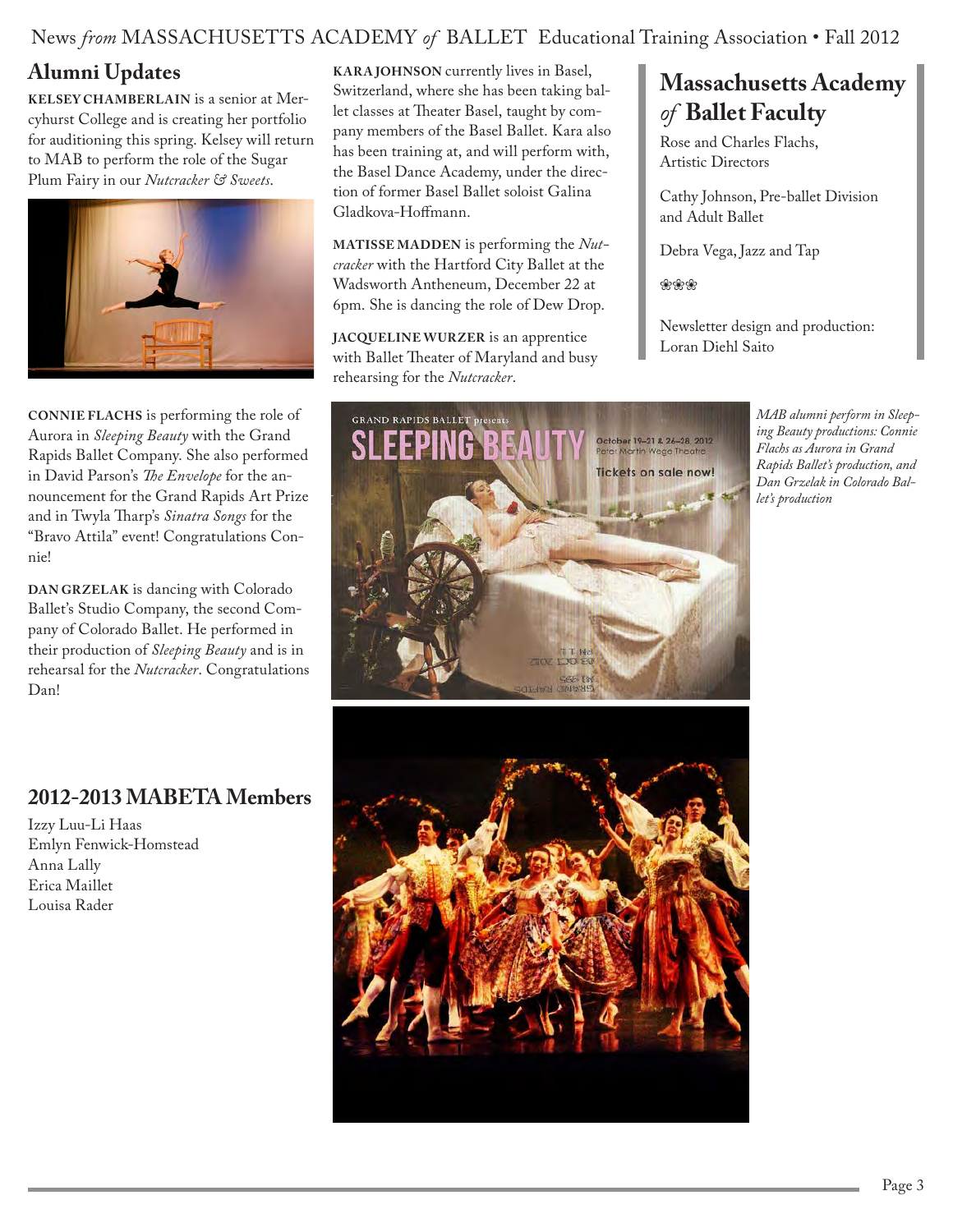## Alumni Updates

**KELSEY CHAMBERLAIN** is a senior at Mercyhurst College and is creating her portfolio for auditioning this spring. Kelsey will return to MAB to perform the role of the Sugar Plum Fairy in our *Nutcracker & Sweets*.

**CONNIE FLACHS** is performing the role of Aurora in *Sleeping Beauty* with the Grand Rapids Ballet Company. She also performed in David Parson's *The Envelope* for the announcement for the Grand Rapids Art Prize and in Twyla Tharp's *Sinatra Songs* for the "Bravo Attila" event! Congratulations Connie!

**DAN GRZELAK** is dancing with Colorado Ballet's Studio Company, the second Company of Colorado Ballet. He performed in their production of *Sleeping Beauty* and is in rehearsal for the *Nutcracker*. Congratulations Dan!

**KARA JOHNSON** currently lives in Basel, Switzerland, where she has been taking ballet classes at Theater Basel, taught by company members of the Basel Ballet. Kara also has been training at, and will perform with, the Basel Dance Academy, under the direction of former Basel Ballet soloist Galina Gladkova-Hoffmann.

**MATISSE MADDEN** is performing the *Nutcracker* with the Hartford City Ballet at the Wadsworth Antheneum, December 22 at 6pm. She is dancing the role of Dew Drop.

**JACQUELINE WURZER** is an apprentice with Ballet Theater of Maryland and busy rehearsing for the *Nutcracker*.

*MAB alumni perform in Sleeping Beauty productions: Connie Flachs as Aurora in Grand Rapids Ballet's production, and Dan Grzelak in Colorado Ballet's production*

## 2012-2013 MABETA Members

Izzy Luu-Li Haas
Emlyn Fenwick-Homstead
Anna Lally
Erica Maillet
Louisa Rader

## Massachusetts Academy *of* Ballet Faculty

Rose and Charles Flachs, Artistic Directors

Cathy Johnson, Pre-ballet Division and Adult Ballet

Debra Vega, Jazz and Tap

❀❀❀

Newsletter design and production: Loran Diehl Saito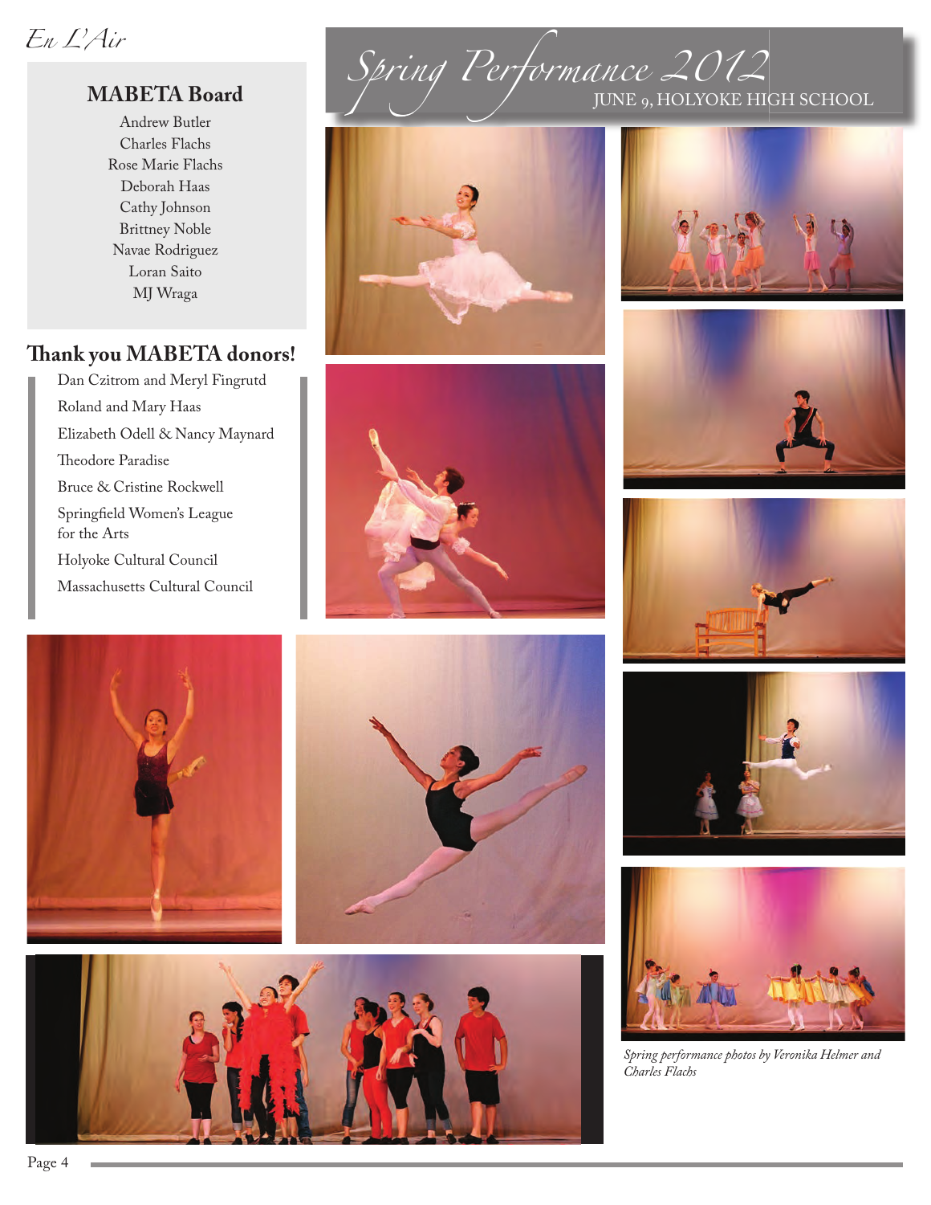## MABETA Board

Andrew Butler
Charles Flachs
Rose Marie Flachs
Deborah Haas
Cathy Johnson
Brittney Noble
Navae Rodriguez
Loran Saito
MJ Wraga

## Thank you MABETA donors!

Dan Czitrom and Meryl Fingrutd

Roland and Mary Haas

Elizabeth Odell & Nancy Maynard

Theodore Paradise

Bruce & Cristine Rockwell

Springfield Women's League for the Arts

Holyoke Cultural Council

Massachusetts Cultural Council

# *Spring Performance 2012*

JUNE 9, HOLYOKE HIGH SCHOOL

*Spring performance photos by Veronika Helmer and Charles Flachs*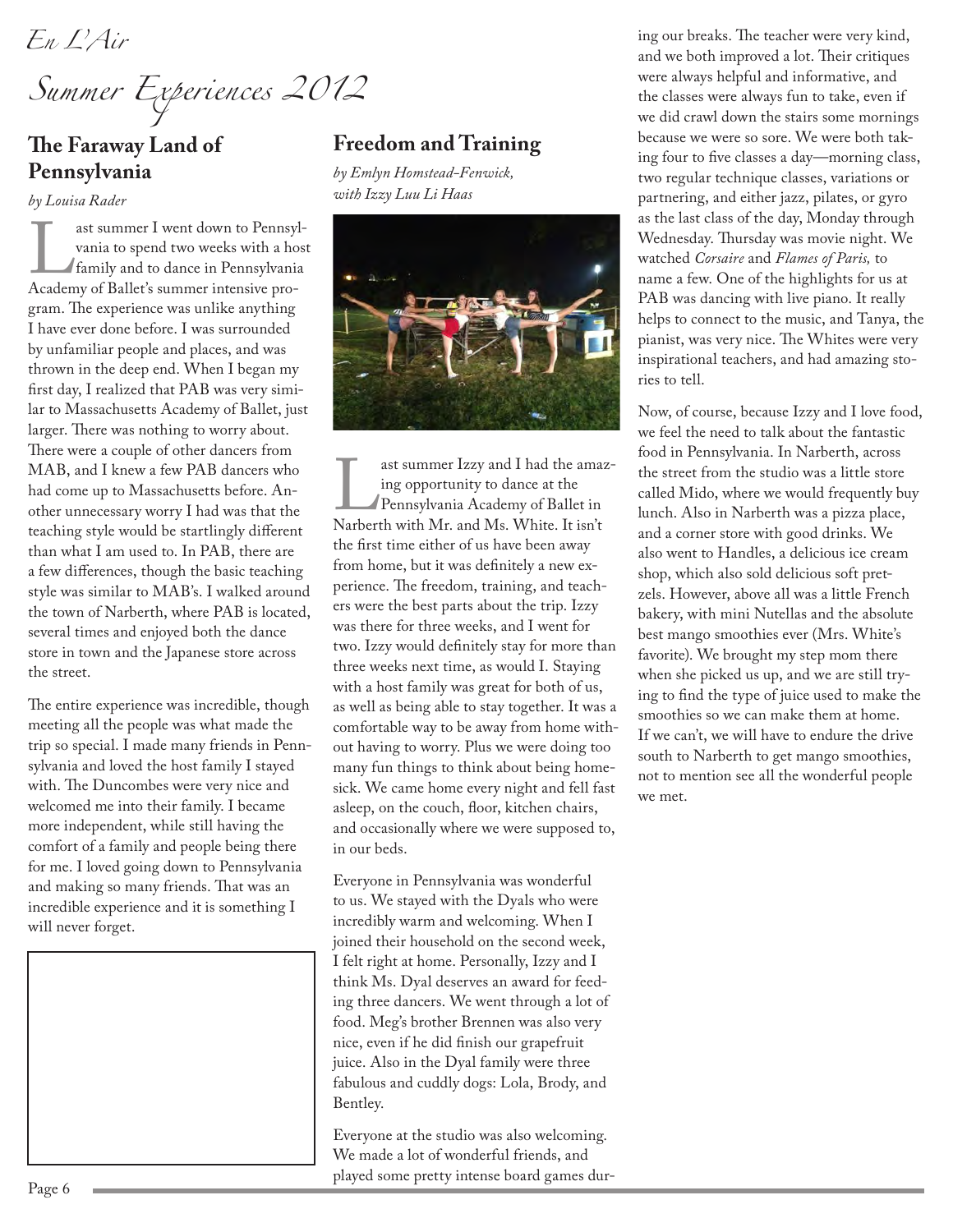*En L'Air*

# *Summer Experiences 2012*

## The Faraway Land of Pennsylvania

*by Louisa Rader*

Last summer I went down to Pennsylvania to spend two weeks with a host family and to dance in Pennsylvania Academy of Ballet's summer intensive program. The experience was unlike anything I have ever done before. I was surrounded by unfamiliar people and places, and was thrown in the deep end. When I began my first day, I realized that PAB was very similar to Massachusetts Academy of Ballet, just larger. There was nothing to worry about. There were a couple of other dancers from MAB, and I knew a few PAB dancers who had come up to Massachusetts before. Another unnecessary worry I had was that the teaching style would be startlingly different than what I am used to. In PAB, there are a few differences, though the basic teaching style was similar to MAB's. I walked around the town of Narberth, where PAB is located, several times and enjoyed both the dance store in town and the Japanese store across the street.

The entire experience was incredible, though meeting all the people was what made the trip so special. I made many friends in Pennsylvania and loved the host family I stayed with. The Duncombes were very nice and welcomed me into their family. I became more independent, while still having the comfort of a family and people being there for me. I loved going down to Pennsylvania and making so many friends. That was an incredible experience and it is something I will never forget.

## Freedom and Training

*by Emlyn Homstead-Fenwick, with Izzy Luu Li Haas*

Last summer Izzy and I had the amazing opportunity to dance at the Pennsylvania Academy of Ballet in Narberth with Mr. and Ms. White. It isn't the first time either of us have been away from home, but it was definitely a new experience. The freedom, training, and teachers were the best parts about the trip. Izzy was there for three weeks, and I went for two. Izzy would definitely stay for more than three weeks next time, as would I. Staying with a host family was great for both of us, as well as being able to stay together. It was a comfortable way to be away from home without having to worry. Plus we were doing too many fun things to think about being homesick. We came home every night and fell fast asleep, on the couch, floor, kitchen chairs, and occasionally where we were supposed to, in our beds.

Everyone in Pennsylvania was wonderful to us. We stayed with the Dyals who were incredibly warm and welcoming. When I joined their household on the second week, I felt right at home. Personally, Izzy and I think Ms. Dyal deserves an award for feeding three dancers. We went through a lot of food. Meg's brother Brennen was also very nice, even if he did finish our grapefruit juice. Also in the Dyal family were three fabulous and cuddly dogs: Lola, Brody, and Bentley.

Everyone at the studio was also welcoming. We made a lot of wonderful friends, and played some pretty intense board games during our breaks. The teacher were very kind, and we both improved a lot. Their critiques were always helpful and informative, and the classes were always fun to take, even if we did crawl down the stairs some mornings because we were so sore. We were both taking four to five classes a day—morning class, two regular technique classes, variations or partnering, and either jazz, pilates, or gyro as the last class of the day, Monday through Wednesday. Thursday was movie night. We watched *Corsaire* and *Flames of Paris,* to name a few. One of the highlights for us at PAB was dancing with live piano. It really helps to connect to the music, and Tanya, the pianist, was very nice. The Whites were very inspirational teachers, and had amazing stories to tell.

Now, of course, because Izzy and I love food, we feel the need to talk about the fantastic food in Pennsylvania. In Narberth, across the street from the studio was a little store called Mido, where we would frequently buy lunch. Also in Narberth was a pizza place, and a corner store with good drinks. We also went to Handles, a delicious ice cream shop, which also sold delicious soft pretzels. However, above all was a little French bakery, with mini Nutellas and the absolute best mango smoothies ever (Mrs. White's favorite). We brought my step mom there when she picked us up, and we are still trying to find the type of juice used to make the smoothies so we can make them at home. If we can't, we will have to endure the drive south to Narberth to get mango smoothies, not to mention see all the wonderful people we met.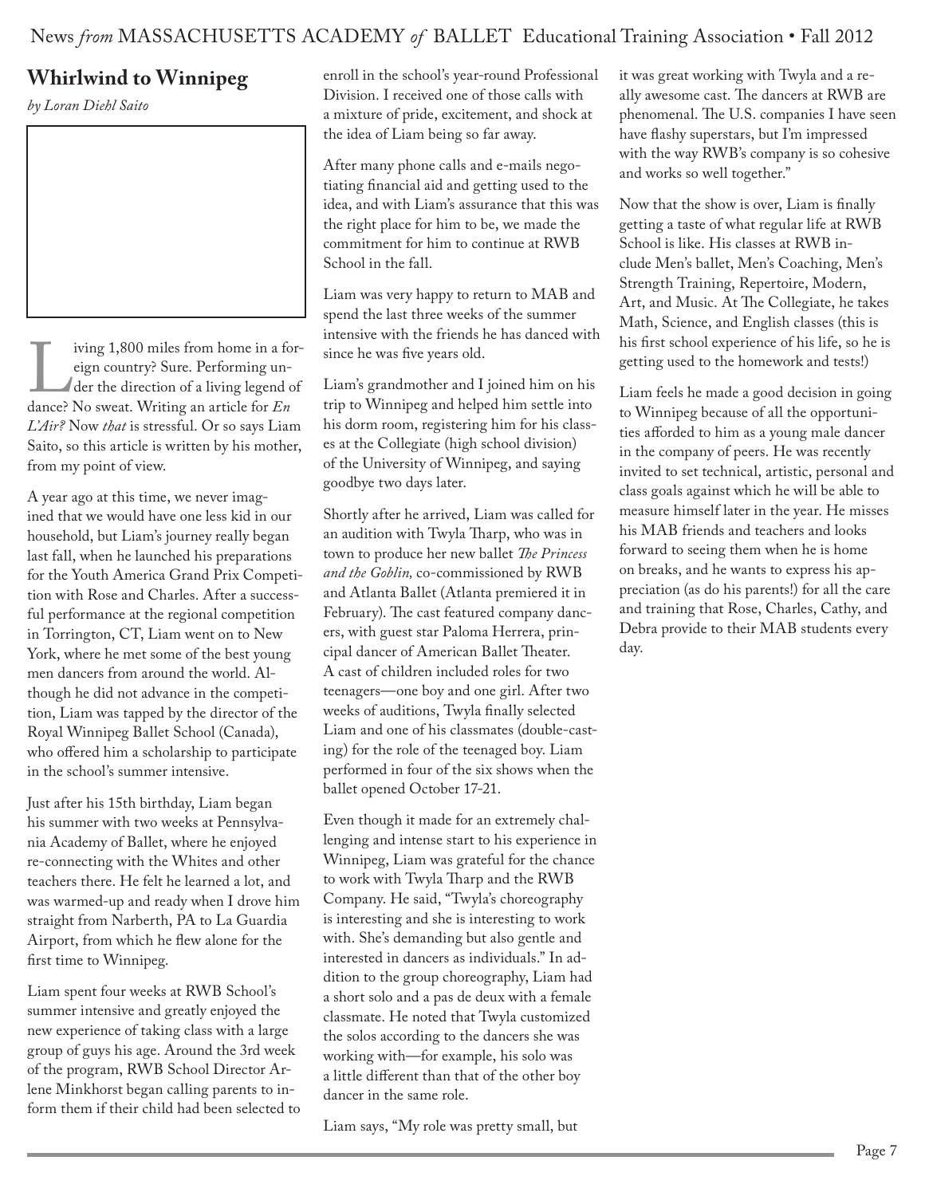## Whirlwind to Winnipeg

*by Loran Diehl Saito*

Living 1,800 miles from home in a foreign country? Sure. Performing under the direction of a living legend of dance? No sweat. Writing an article for *En L'Air?* Now *that* is stressful. Or so says Liam Saito, so this article is written by his mother, from my point of view.

A year ago at this time, we never imagined that we would have one less kid in our household, but Liam's journey really began last fall, when he launched his preparations for the Youth America Grand Prix Competition with Rose and Charles. After a successful performance at the regional competition in Torrington, CT, Liam went on to New York, where he met some of the best young men dancers from around the world. Although he did not advance in the competition, Liam was tapped by the director of the Royal Winnipeg Ballet School (Canada), who offered him a scholarship to participate in the school's summer intensive.

Just after his 15th birthday, Liam began his summer with two weeks at Pennsylvania Academy of Ballet, where he enjoyed re-connecting with the Whites and other teachers there. He felt he learned a lot, and was warmed-up and ready when I drove him straight from Narberth, PA to La Guardia Airport, from which he flew alone for the first time to Winnipeg.

Liam spent four weeks at RWB School's summer intensive and greatly enjoyed the new experience of taking class with a large group of guys his age. Around the 3rd week of the program, RWB School Director Arlene Minkhorst began calling parents to inform them if their child had been selected to enroll in the school's year-round Professional Division. I received one of those calls with a mixture of pride, excitement, and shock at the idea of Liam being so far away.

After many phone calls and e-mails negotiating financial aid and getting used to the idea, and with Liam's assurance that this was the right place for him to be, we made the commitment for him to continue at RWB School in the fall.

Liam was very happy to return to MAB and spend the last three weeks of the summer intensive with the friends he has danced with since he was five years old.

Liam's grandmother and I joined him on his trip to Winnipeg and helped him settle into his dorm room, registering him for his classes at the Collegiate (high school division) of the University of Winnipeg, and saying goodbye two days later.

Shortly after he arrived, Liam was called for an audition with Twyla Tharp, who was in town to produce her new ballet *The Princess and the Goblin,* co-commissioned by RWB and Atlanta Ballet (Atlanta premiered it in February). The cast featured company dancers, with guest star Paloma Herrera, principal dancer of American Ballet Theater. A cast of children included roles for two teenagers—one boy and one girl. After two weeks of auditions, Twyla finally selected Liam and one of his classmates (double-casting) for the role of the teenaged boy. Liam performed in four of the six shows when the ballet opened October 17-21.

Even though it made for an extremely challenging and intense start to his experience in Winnipeg, Liam was grateful for the chance to work with Twyla Tharp and the RWB Company. He said, "Twyla's choreography is interesting and she is interesting to work with. She's demanding but also gentle and interested in dancers as individuals." In addition to the group choreography, Liam had a short solo and a pas de deux with a female classmate. He noted that Twyla customized the solos according to the dancers she was working with—for example, his solo was a little different than that of the other boy dancer in the same role.

Liam says, "My role was pretty small, but it was great working with Twyla and a really awesome cast. The dancers at RWB are phenomenal. The U.S. companies I have seen have flashy superstars, but I'm impressed with the way RWB's company is so cohesive and works so well together."

Now that the show is over, Liam is finally getting a taste of what regular life at RWB School is like. His classes at RWB include Men's ballet, Men's Coaching, Men's Strength Training, Repertoire, Modern, Art, and Music. At The Collegiate, he takes Math, Science, and English classes (this is his first school experience of his life, so he is getting used to the homework and tests!)

Liam feels he made a good decision in going to Winnipeg because of all the opportunities afforded to him as a young male dancer in the company of peers. He was recently invited to set technical, artistic, personal and class goals against which he will be able to measure himself later in the year. He misses his MAB friends and teachers and looks forward to seeing them when he is home on breaks, and he wants to express his appreciation (as do his parents!) for all the care and training that Rose, Charles, Cathy, and Debra provide to their MAB students every day.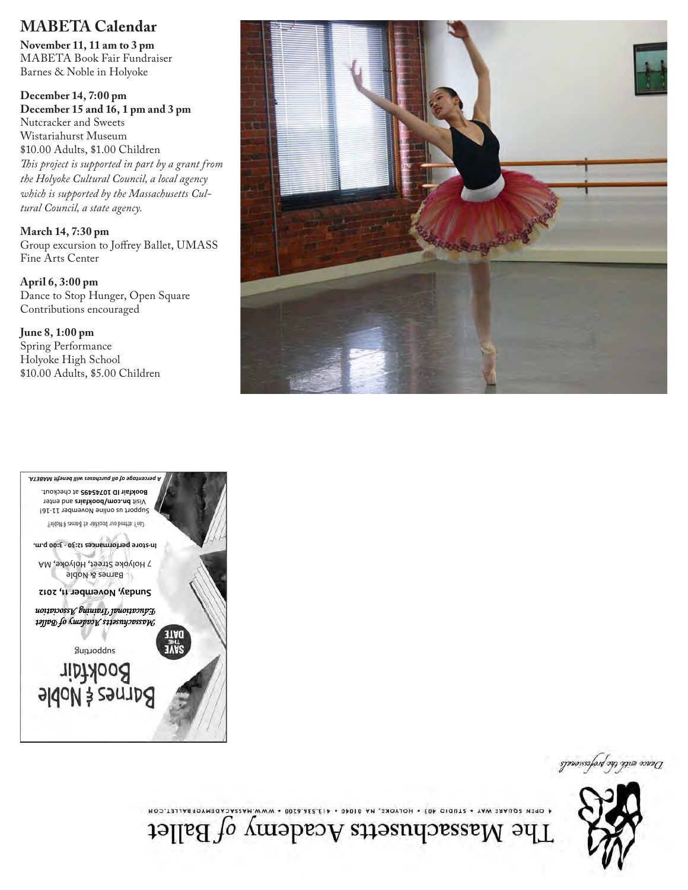## MABETA Calendar

**November 11, 11 am to 3 pm**
MABETA Book Fair Fundraiser
Barnes & Noble in Holyoke

**December 14, 7:00 pm**
**December 15 and 16, 1 pm and 3 pm**
Nutcracker and Sweets
Wistariahurst Museum
$10.00 Adults, $1.00 Children
*This project is supported in part by a grant from the Holyoke Cultural Council, a local agency which is supported by the Massachusetts Cultural Council, a state agency.*

**March 14, 7:30 pm**
Group excursion to Joffrey Ballet, UMASS Fine Arts Center

**April 6, 3:00 pm**
Dance to Stop Hunger, Open Square
Contributions encouraged

**June 8, 1:00 pm**
Spring Performance
Holyoke High School
$10.00 Adults, $5.00 Children

Barnes & Noble Bookfair

supporting

SAVE THE DATE

*Massachusetts Academy of Ballet Educational Training Association*

**Sunday, November 11, 2012**

Barnes & Noble
7 Holyoke Street, Holyoke, MA

**In-store performances 12:30 - 3:00 p.m.**

Can't attend our bookfair at Barnes & Noble?
Support us online November 11-16!
Visit **bn.com/bookfairs** and enter
**Bookfair ID 10745495** at checkout.

***A percentage of all purchases will benefit MABETA.***

The Massachusetts Academy *of* Ballet

4 OPEN SQUARE WAY • STUDIO 403 • HOLYOKE, MA 01040 • 413.536.6200 • WWW.MASSACADEMYOFBALLET.COM

*Dance with the professionals*